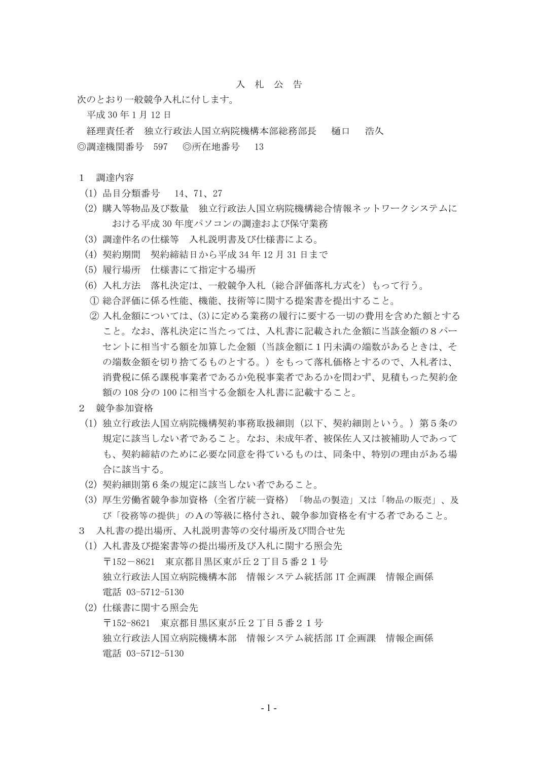# 入　札　公　告

次のとおり一般競争入札に付します。

平成 30 年 1 月 12 日

経理責任者　独立行政法人国立病院機構本部総務部長　　樋口　　浩久

◎調達機関番号　597　　◎所在地番号　　13

1　調達内容

(1) 品目分類番号　　14、71、27

(2) 購入等物品及び数量　独立行政法人国立病院機構総合情報ネットワークシステムにおける平成 30 年度パソコンの調達および保守業務

(3) 調達件名の仕様等　入札説明書及び仕様書による。

(4) 契約期間　契約締結日から平成 34 年 12 月 31 日まで

(5) 履行場所　仕様書にて指定する場所

(6) 入札方法　落札決定は、一般競争入札（総合評価落札方式を）もって行う。

① 総合評価に係る性能、機能、技術等に関する提案書を提出すること。

② 入札金額については、(3)に定める業務の履行に要する一切の費用を含めた額とすること。なお、落札決定に当たっては、入札書に記載された金額に当該金額の８パーセントに相当する額を加算した金額（当該金額に１円未満の端数があるときは、その端数金額を切り捨てるものとする。）をもって落札価格とするので、入札者は、消費税に係る課税事業者であるか免税事業者であるかを問わず、見積もった契約金額の 108 分の 100 に相当する金額を入札書に記載すること。

2　競争参加資格

(1) 独立行政法人国立病院機構契約事務取扱細則（以下、契約細則という。）第５条の規定に該当しない者であること。なお、未成年者、被保佐人又は被補助人であっても、契約締結のために必要な同意を得ているものは、同条中、特別の理由がある場合に該当する。

(2) 契約細則第６条の規定に該当しない者であること。

(3) 厚生労働省競争参加資格（全省庁統一資格）「物品の製造」又は「物品の販売」、及び「役務等の提供」のＡの等級に格付され、競争参加資格を有する者であること。

3　入札書の提出場所、入札説明書等の交付場所及び問合せ先

(1) 入札書及び提案書等の提出場所及び入札に関する照会先

〒152－8621　東京都目黒区東が丘２丁目５番２１号

独立行政法人国立病院機構本部　情報システム統括部 IT 企画課　情報企画係

電話 03-5712-5130

(2) 仕様書に関する照会先

〒152-8621　東京都目黒区東が丘２丁目５番２１号

独立行政法人国立病院機構本部　情報システム統括部 IT 企画課　情報企画係

電話 03-5712-5130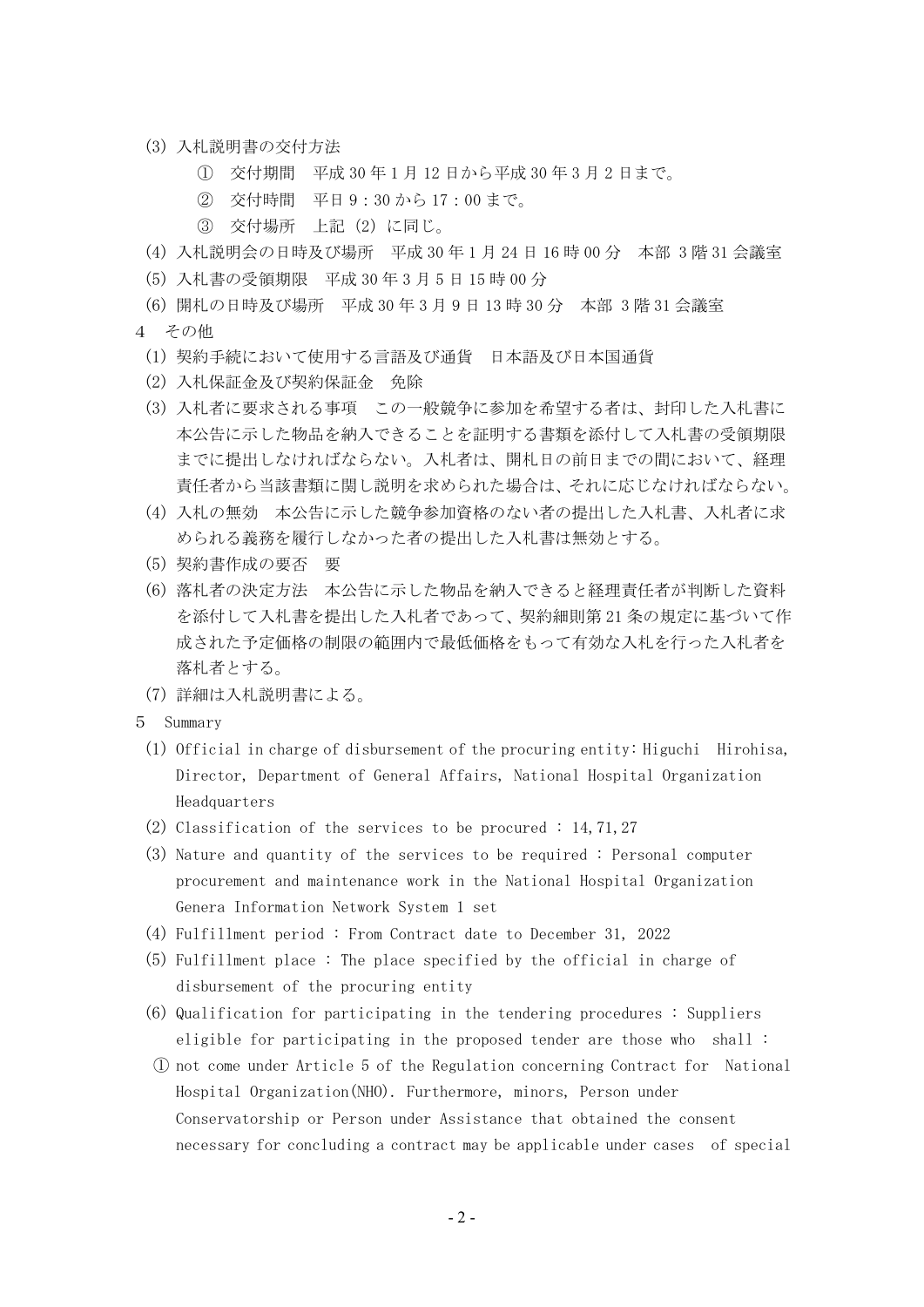(3) 入札説明書の交付方法

　① 交付期間　平成 30 年 1 月 12 日から平成 30 年 3 月 2 日まで。

　② 交付時間　平日 9：30 から 17：00 まで。

　③ 交付場所　上記（2）に同じ。

(4) 入札説明会の日時及び場所　平成 30 年 1 月 24 日 16 時 00 分　本部 3 階 31 会議室

(5) 入札書の受領期限　平成 30 年 3 月 5 日 15 時 00 分

(6) 開札の日時及び場所　平成 30 年 3 月 9 日 13 時 30 分　本部 3 階 31 会議室

4　その他

(1) 契約手続において使用する言語及び通貨　日本語及び日本国通貨

(2) 入札保証金及び契約保証金　免除

(3) 入札者に要求される事項　この一般競争に参加を希望する者は、封印した入札書に本公告に示した物品を納入できることを証明する書類を添付して入札書の受領期限までに提出しなければならない。入札者は、開札日の前日までの間において、経理責任者から当該書類に関し説明を求められた場合は、それに応じなければならない。

(4) 入札の無効　本公告に示した競争参加資格のない者の提出した入札書、入札者に求められる義務を履行しなかった者の提出した入札書は無効とする。

(5) 契約書作成の要否　要

(6) 落札者の決定方法　本公告に示した物品を納入できると経理責任者が判断した資料を添付して入札書を提出した入札者であって、契約細則第 21 条の規定に基づいて作成された予定価格の制限の範囲内で最低価格をもって有効な入札を行った入札者を落札者とする。

(7) 詳細は入札説明書による。

5　Summary

(1) Official in charge of disbursement of the procuring entity: Higuchi Hirohisa, Director, Department of General Affairs, National Hospital Organization Headquarters

(2) Classification of the services to be procured : 14,71,27

(3) Nature and quantity of the services to be required : Personal computer procurement and maintenance work in the National Hospital Organization Genera Information Network System 1 set

(4) Fulfillment period : From Contract date to December 31, 2022

(5) Fulfillment place : The place specified by the official in charge of disbursement of the procuring entity

(6) Qualification for participating in the tendering procedures : Suppliers eligible for participating in the proposed tender are those who shall :

① not come under Article 5 of the Regulation concerning Contract for National Hospital Organization(NHO). Furthermore, minors, Person under Conservatorship or Person under Assistance that obtained the consent necessary for concluding a contract may be applicable under cases of special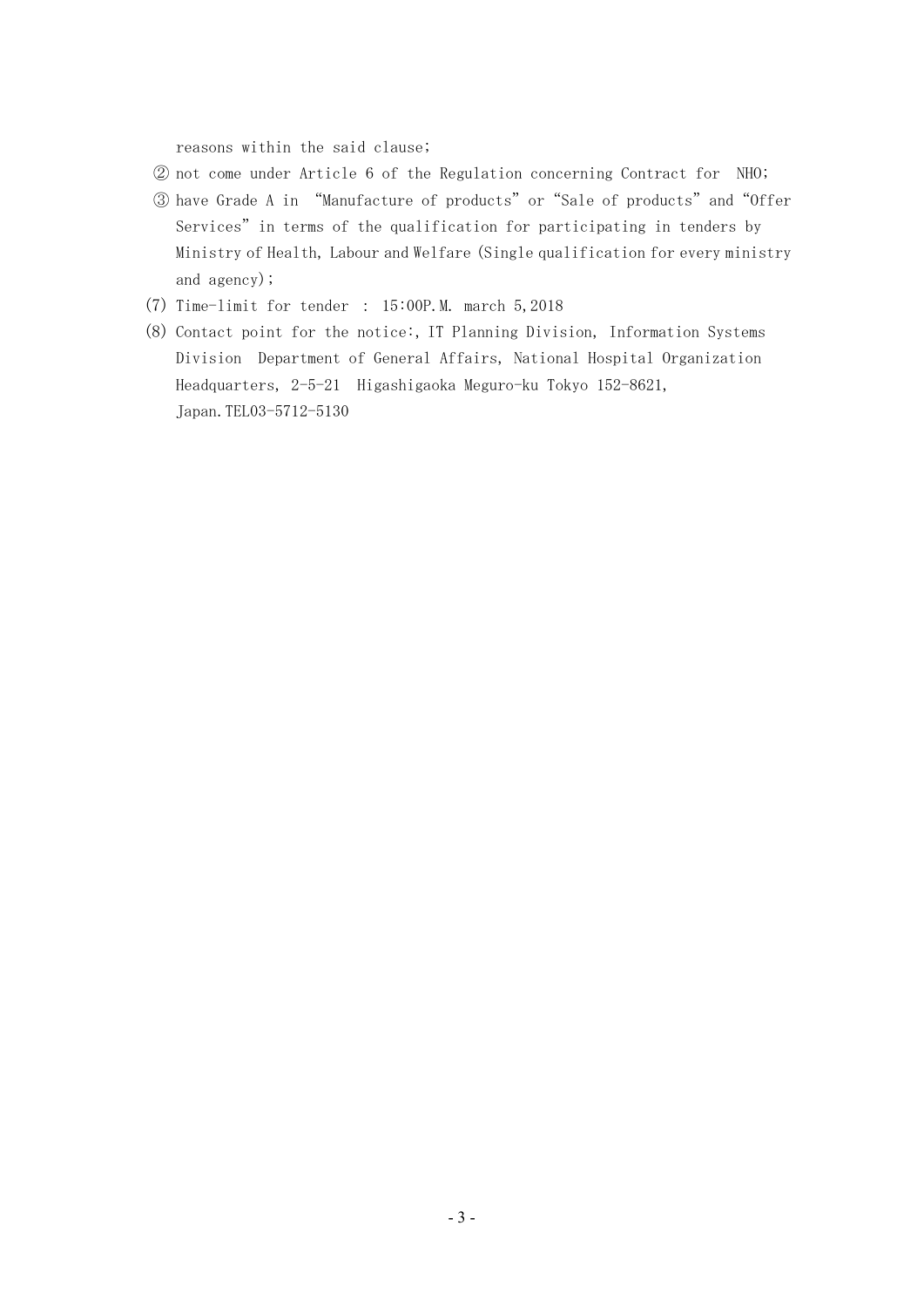reasons within the said clause;

② not come under Article 6 of the Regulation concerning Contract for  NHO;

③ have Grade A in “Manufacture of products” or “Sale of products” and “Offer Services” in terms of the qualification for participating in tenders by Ministry of Health, Labour and Welfare (Single qualification for every ministry and agency);

(7) Time-limit for tender : 15:00P.M. march 5,2018

(8) Contact point for the notice:, IT Planning Division, Information Systems Division  Department of General Affairs, National Hospital Organization Headquarters, 2-5-21  Higashigaoka Meguro-ku Tokyo 152-8621, Japan.TEL03-5712-5130